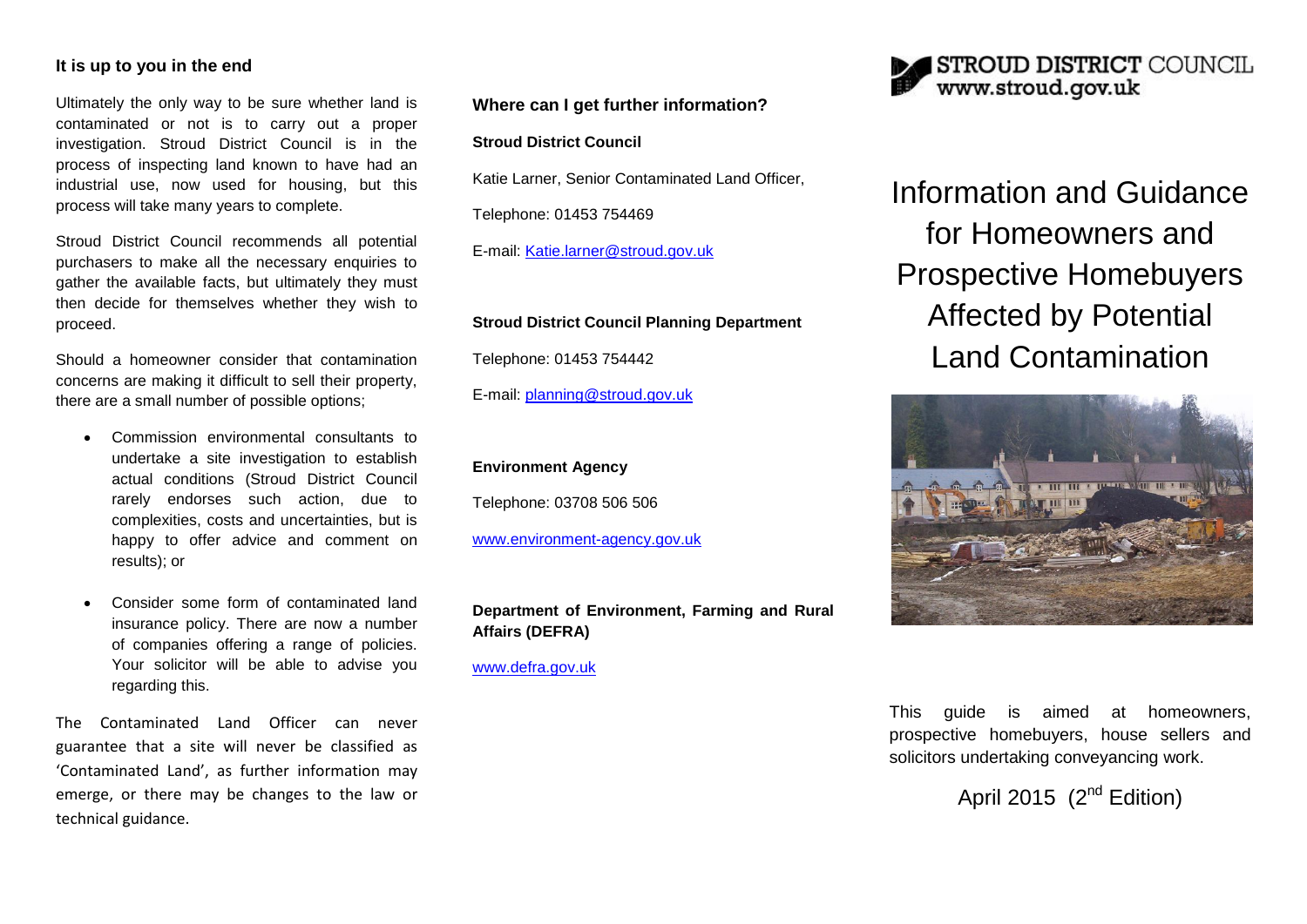## It is up to you in the end

Ultimately the only way to be sure whether land is contaminated or not is to carry out a proper investigation. Stroud District Council is in the process of inspecting land known to have had an industrial use, now used for housing, but this process will take many years to complete.

Stroud District Council recommends all potential purchasers to make all the necessary enquiries to gather the available facts, but ultimately they must then decide for themselves whether they wish to proceed.

Should a homeowner consider that contamination concerns are making it difficult to sell their property, there are a small number of possible options;

- Commission environmental consultants to undertake a site investigation to establish actual conditions (Stroud District Council rarely endorses such action, due to complexities, costs and uncertainties, but is happy to offer advice and comment on results); or
- Consider some form of contaminated land insurance policy. There are now a number of companies offering a range of policies. Your solicitor will be able to advise you regarding this.

The Contaminated Land Officer can never guarantee that a site will never be classified as 'Contaminated Land', as further information may emerge, or there may be changes to the law or technical guidance.

## Where can I get further information?

**Stroud District Council**

Katie Larner, Senior Contaminated Land Officer,

Telephone: 01453 754469

E-mail: Katie.larner@stroud.gov.uk

**Stroud District Council Planning Department**

Telephone: 01453 754442

E-mail: planning@stroud.gov.uk

**Environment Agency**

Telephone: 03708 506 506

www.environment-agency.gov.uk

**Department of Environment, Farming and Rural Affairs (DEFRA)**

www.defra.gov.uk

**STROUD DISTRICT COUNCIL**
www.stroud.gov.uk

# Information and Guidance for Homeowners and Prospective Homebuyers Affected by Potential Land Contamination

This guide is aimed at homeowners, prospective homebuyers, house sellers and solicitors undertaking conveyancing work.

April 2015 (2nd Edition)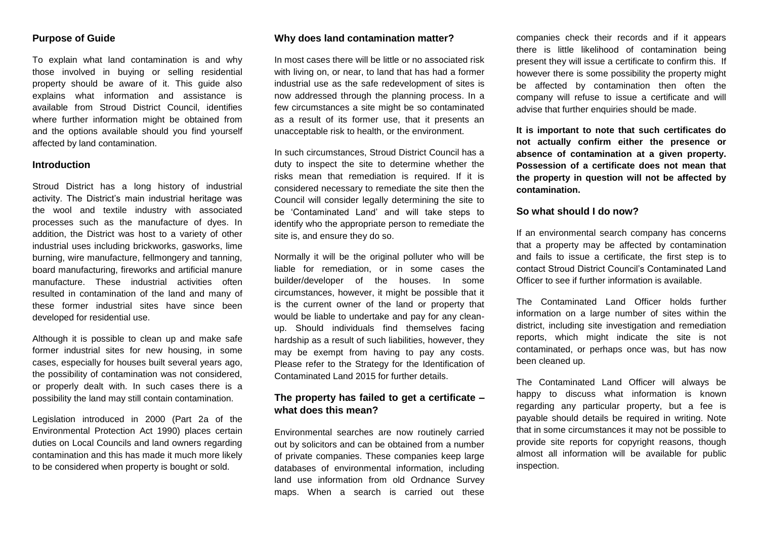## Purpose of Guide

To explain what land contamination is and why those involved in buying or selling residential property should be aware of it. This guide also explains what information and assistance is available from Stroud District Council, identifies where further information might be obtained from and the options available should you find yourself affected by land contamination.

## Introduction

Stroud District has a long history of industrial activity. The District's main industrial heritage was the wool and textile industry with associated processes such as the manufacture of dyes. In addition, the District was host to a variety of other industrial uses including brickworks, gasworks, lime burning, wire manufacture, fellmongery and tanning, board manufacturing, fireworks and artificial manure manufacture. These industrial activities often resulted in contamination of the land and many of these former industrial sites have since been developed for residential use.

Although it is possible to clean up and make safe former industrial sites for new housing, in some cases, especially for houses built several years ago, the possibility of contamination was not considered, or properly dealt with. In such cases there is a possibility the land may still contain contamination.

Legislation introduced in 2000 (Part 2a of the Environmental Protection Act 1990) places certain duties on Local Councils and land owners regarding contamination and this has made it much more likely to be considered when property is bought or sold.

## Why does land contamination matter?

In most cases there will be little or no associated risk with living on, or near, to land that has had a former industrial use as the safe redevelopment of sites is now addressed through the planning process. In a few circumstances a site might be so contaminated as a result of its former use, that it presents an unacceptable risk to health, or the environment.

In such circumstances, Stroud District Council has a duty to inspect the site to determine whether the risks mean that remediation is required. If it is considered necessary to remediate the site then the Council will consider legally determining the site to be 'Contaminated Land' and will take steps to identify who the appropriate person to remediate the site is, and ensure they do so.

Normally it will be the original polluter who will be liable for remediation, or in some cases the builder/developer of the houses. In some circumstances, however, it might be possible that it is the current owner of the land or property that would be liable to undertake and pay for any clean-up. Should individuals find themselves facing hardship as a result of such liabilities, however, they may be exempt from having to pay any costs. Please refer to the Strategy for the Identification of Contaminated Land 2015 for further details.

## The property has failed to get a certificate – what does this mean?

Environmental searches are now routinely carried out by solicitors and can be obtained from a number of private companies. These companies keep large databases of environmental information, including land use information from old Ordnance Survey maps. When a search is carried out these companies check their records and if it appears there is little likelihood of contamination being present they will issue a certificate to confirm this. If however there is some possibility the property might be affected by contamination then often the company will refuse to issue a certificate and will advise that further enquiries should be made.

**It is important to note that such certificates do not actually confirm either the presence or absence of contamination at a given property. Possession of a certificate does not mean that the property in question will not be affected by contamination.**

## So what should I do now?

If an environmental search company has concerns that a property may be affected by contamination and fails to issue a certificate, the first step is to contact Stroud District Council's Contaminated Land Officer to see if further information is available.

The Contaminated Land Officer holds further information on a large number of sites within the district, including site investigation and remediation reports, which might indicate the site is not contaminated, or perhaps once was, but has now been cleaned up.

The Contaminated Land Officer will always be happy to discuss what information is known regarding any particular property, but a fee is payable should details be required in writing. Note that in some circumstances it may not be possible to provide site reports for copyright reasons, though almost all information will be available for public inspection.